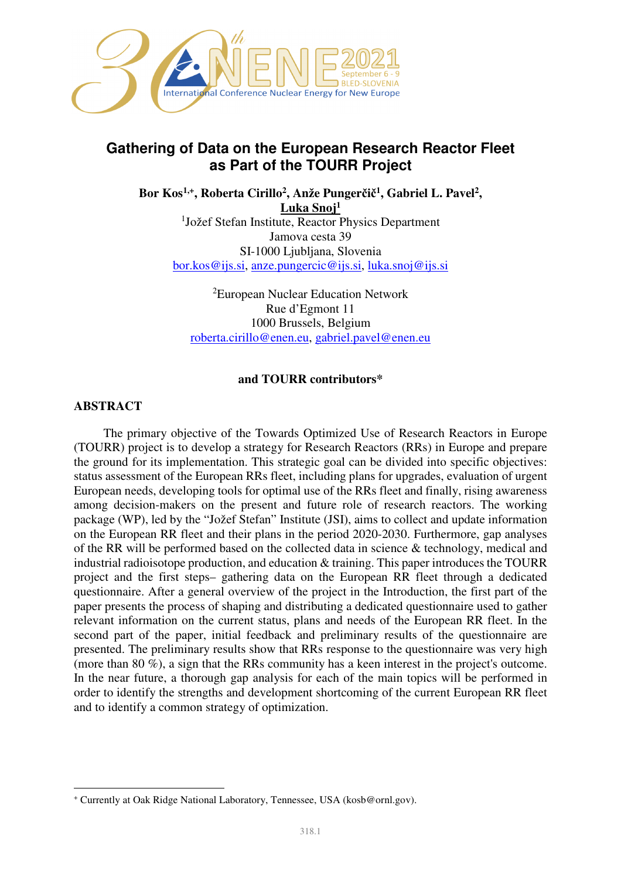# Gathering of Data on the European Research Reactor Fleet as Part of the TOURR Project

**Bor Kos[1,+], Roberta Cirillo[2], Anže Pungerčič[1], Gabriel L. Pavel[2], Luka Snoj[1]**

[1]Jožef Stefan Institute, Reactor Physics Department
Jamova cesta 39
SI-1000 Ljubljana, Slovenia
bor.kos@ijs.si, anze.pungercic@ijs.si, luka.snoj@ijs.si

[2]European Nuclear Education Network
Rue d'Egmont 11
1000 Brussels, Belgium
roberta.cirillo@enen.eu, gabriel.pavel@enen.eu

**and TOURR contributors***

## ABSTRACT

The primary objective of the Towards Optimized Use of Research Reactors in Europe (TOURR) project is to develop a strategy for Research Reactors (RRs) in Europe and prepare the ground for its implementation. This strategic goal can be divided into specific objectives: status assessment of the European RRs fleet, including plans for upgrades, evaluation of urgent European needs, developing tools for optimal use of the RRs fleet and finally, rising awareness among decision-makers on the present and future role of research reactors. The working package (WP), led by the "Jožef Stefan" Institute (JSI), aims to collect and update information on the European RR fleet and their plans in the period 2020-2030. Furthermore, gap analyses of the RR will be performed based on the collected data in science & technology, medical and industrial radioisotope production, and education & training. This paper introduces the TOURR project and the first steps– gathering data on the European RR fleet through a dedicated questionnaire. After a general overview of the project in the Introduction, the first part of the paper presents the process of shaping and distributing a dedicated questionnaire used to gather relevant information on the current status, plans and needs of the European RR fleet. In the second part of the paper, initial feedback and preliminary results of the questionnaire are presented. The preliminary results show that RRs response to the questionnaire was very high (more than 80 %), a sign that the RRs community has a keen interest in the project's outcome. In the near future, a thorough gap analysis for each of the main topics will be performed in order to identify the strengths and development shortcoming of the current European RR fleet and to identify a common strategy of optimization.

---

[+] Currently at Oak Ridge National Laboratory, Tennessee, USA (kosb@ornl.gov).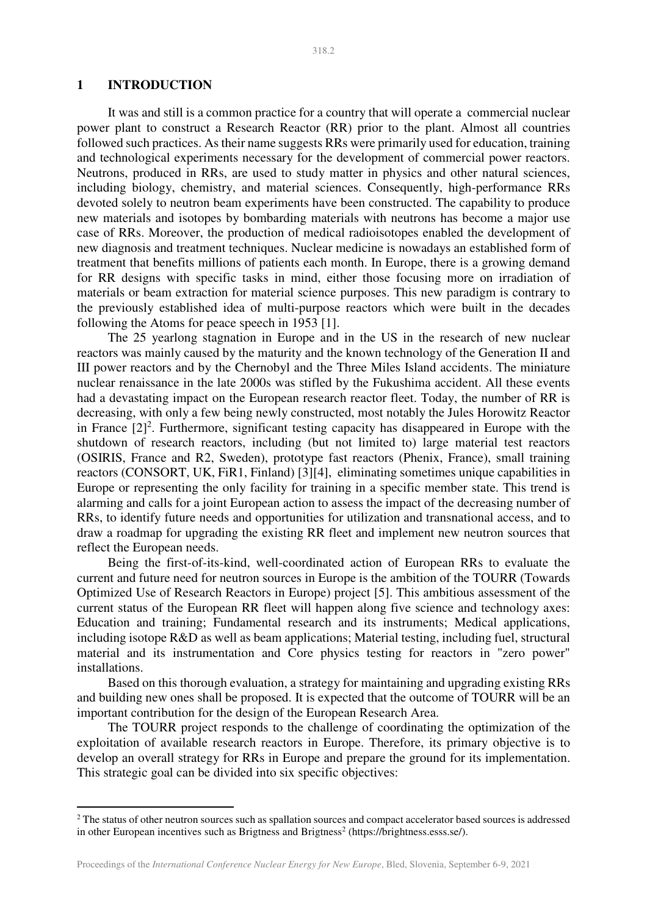## 1 INTRODUCTION

It was and still is a common practice for a country that will operate a commercial nuclear power plant to construct a Research Reactor (RR) prior to the plant. Almost all countries followed such practices. As their name suggests RRs were primarily used for education, training and technological experiments necessary for the development of commercial power reactors. Neutrons, produced in RRs, are used to study matter in physics and other natural sciences, including biology, chemistry, and material sciences. Consequently, high-performance RRs devoted solely to neutron beam experiments have been constructed. The capability to produce new materials and isotopes by bombarding materials with neutrons has become a major use case of RRs. Moreover, the production of medical radioisotopes enabled the development of new diagnosis and treatment techniques. Nuclear medicine is nowadays an established form of treatment that benefits millions of patients each month. In Europe, there is a growing demand for RR designs with specific tasks in mind, either those focusing more on irradiation of materials or beam extraction for material science purposes. This new paradigm is contrary to the previously established idea of multi-purpose reactors which were built in the decades following the Atoms for peace speech in 1953 [1].

The 25 yearlong stagnation in Europe and in the US in the research of new nuclear reactors was mainly caused by the maturity and the known technology of the Generation II and III power reactors and by the Chernobyl and the Three Miles Island accidents. The miniature nuclear renaissance in the late 2000s was stifled by the Fukushima accident. All these events had a devastating impact on the European research reactor fleet. Today, the number of RR is decreasing, with only a few being newly constructed, most notably the Jules Horowitz Reactor in France [2][2]. Furthermore, significant testing capacity has disappeared in Europe with the shutdown of research reactors, including (but not limited to) large material test reactors (OSIRIS, France and R2, Sweden), prototype fast reactors (Phenix, France), small training reactors (CONSORT, UK, FiR1, Finland) [3][4], eliminating sometimes unique capabilities in Europe or representing the only facility for training in a specific member state. This trend is alarming and calls for a joint European action to assess the impact of the decreasing number of RRs, to identify future needs and opportunities for utilization and transnational access, and to draw a roadmap for upgrading the existing RR fleet and implement new neutron sources that reflect the European needs.

Being the first-of-its-kind, well-coordinated action of European RRs to evaluate the current and future need for neutron sources in Europe is the ambition of the TOURR (Towards Optimized Use of Research Reactors in Europe) project [5]. This ambitious assessment of the current status of the European RR fleet will happen along five science and technology axes: Education and training; Fundamental research and its instruments; Medical applications, including isotope R&D as well as beam applications; Material testing, including fuel, structural material and its instrumentation and Core physics testing for reactors in "zero power" installations.

Based on this thorough evaluation, a strategy for maintaining and upgrading existing RRs and building new ones shall be proposed. It is expected that the outcome of TOURR will be an important contribution for the design of the European Research Area.

The TOURR project responds to the challenge of coordinating the optimization of the exploitation of available research reactors in Europe. Therefore, its primary objective is to develop an overall strategy for RRs in Europe and prepare the ground for its implementation. This strategic goal can be divided into six specific objectives:

---

[2] The status of other neutron sources such as spallation sources and compact accelerator based sources is addressed in other European incentives such as Brigtness and Brigtness[2] (https://brightness.esss.se/).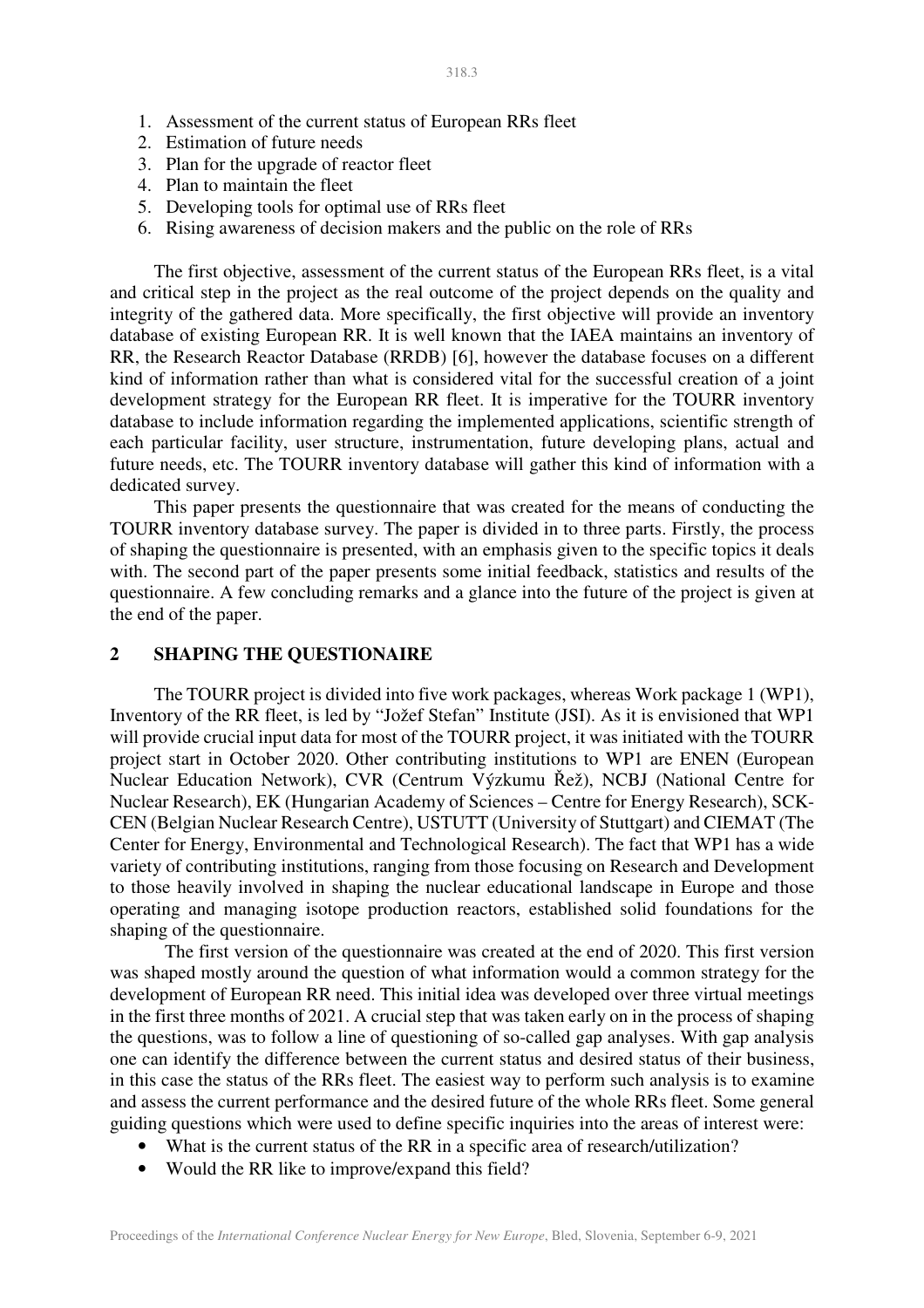1. Assessment of the current status of European RRs fleet
2. Estimation of future needs
3. Plan for the upgrade of reactor fleet
4. Plan to maintain the fleet
5. Developing tools for optimal use of RRs fleet
6. Rising awareness of decision makers and the public on the role of RRs

The first objective, assessment of the current status of the European RRs fleet, is a vital and critical step in the project as the real outcome of the project depends on the quality and integrity of the gathered data. More specifically, the first objective will provide an inventory database of existing European RR. It is well known that the IAEA maintains an inventory of RR, the Research Reactor Database (RRDB) [6], however the database focuses on a different kind of information rather than what is considered vital for the successful creation of a joint development strategy for the European RR fleet. It is imperative for the TOURR inventory database to include information regarding the implemented applications, scientific strength of each particular facility, user structure, instrumentation, future developing plans, actual and future needs, etc. The TOURR inventory database will gather this kind of information with a dedicated survey.

This paper presents the questionnaire that was created for the means of conducting the TOURR inventory database survey. The paper is divided in to three parts. Firstly, the process of shaping the questionnaire is presented, with an emphasis given to the specific topics it deals with. The second part of the paper presents some initial feedback, statistics and results of the questionnaire. A few concluding remarks and a glance into the future of the project is given at the end of the paper.

## 2 SHAPING THE QUESTIONAIRE

The TOURR project is divided into five work packages, whereas Work package 1 (WP1), Inventory of the RR fleet, is led by "Jožef Stefan" Institute (JSI). As it is envisioned that WP1 will provide crucial input data for most of the TOURR project, it was initiated with the TOURR project start in October 2020. Other contributing institutions to WP1 are ENEN (European Nuclear Education Network), CVR (Centrum Výzkumu Řež), NCBJ (National Centre for Nuclear Research), EK (Hungarian Academy of Sciences – Centre for Energy Research), SCK-CEN (Belgian Nuclear Research Centre), USTUTT (University of Stuttgart) and CIEMAT (The Center for Energy, Environmental and Technological Research). The fact that WP1 has a wide variety of contributing institutions, ranging from those focusing on Research and Development to those heavily involved in shaping the nuclear educational landscape in Europe and those operating and managing isotope production reactors, established solid foundations for the shaping of the questionnaire.

The first version of the questionnaire was created at the end of 2020. This first version was shaped mostly around the question of what information would a common strategy for the development of European RR need. This initial idea was developed over three virtual meetings in the first three months of 2021. A crucial step that was taken early on in the process of shaping the questions, was to follow a line of questioning of so-called gap analyses. With gap analysis one can identify the difference between the current status and desired status of their business, in this case the status of the RRs fleet. The easiest way to perform such analysis is to examine and assess the current performance and the desired future of the whole RRs fleet. Some general guiding questions which were used to define specific inquiries into the areas of interest were:

- What is the current status of the RR in a specific area of research/utilization?
- Would the RR like to improve/expand this field?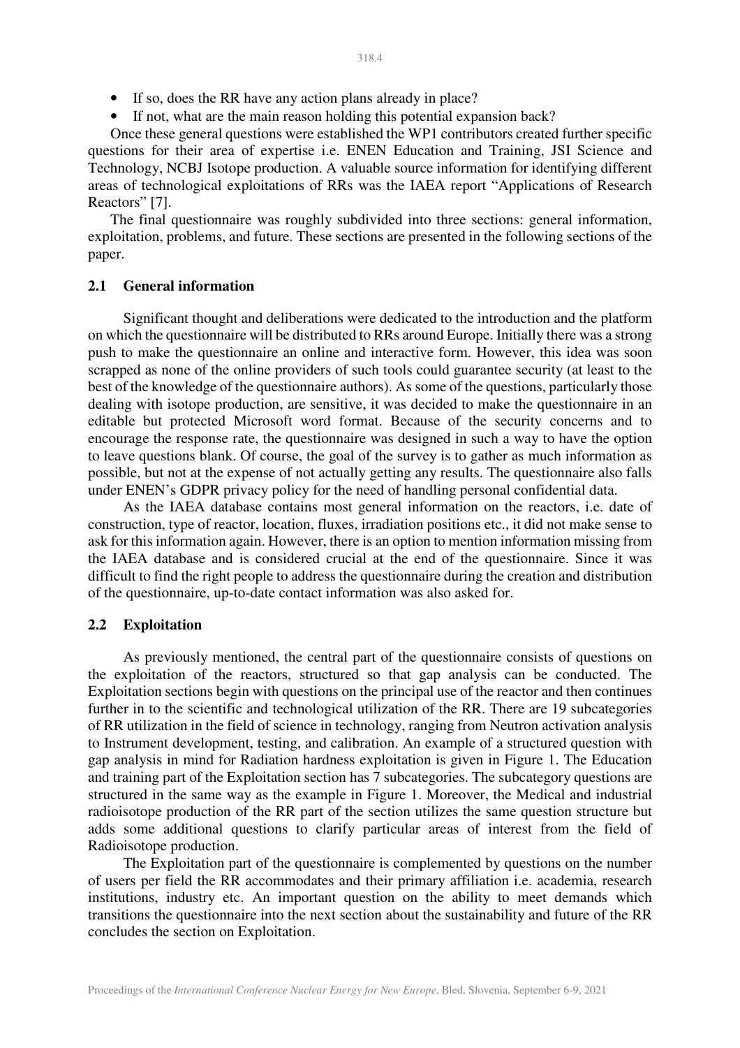- If so, does the RR have any action plans already in place?
- If not, what are the main reason holding this potential expansion back?

Once these general questions were established the WP1 contributors created further specific questions for their area of expertise i.e. ENEN Education and Training, JSI Science and Technology, NCBJ Isotope production. A valuable source information for identifying different areas of technological exploitations of RRs was the IAEA report "Applications of Research Reactors" [7].

The final questionnaire was roughly subdivided into three sections: general information, exploitation, problems, and future. These sections are presented in the following sections of the paper.

## 2.1 General information

Significant thought and deliberations were dedicated to the introduction and the platform on which the questionnaire will be distributed to RRs around Europe. Initially there was a strong push to make the questionnaire an online and interactive form. However, this idea was soon scrapped as none of the online providers of such tools could guarantee security (at least to the best of the knowledge of the questionnaire authors). As some of the questions, particularly those dealing with isotope production, are sensitive, it was decided to make the questionnaire in an editable but protected Microsoft word format. Because of the security concerns and to encourage the response rate, the questionnaire was designed in such a way to have the option to leave questions blank. Of course, the goal of the survey is to gather as much information as possible, but not at the expense of not actually getting any results. The questionnaire also falls under ENEN's GDPR privacy policy for the need of handling personal confidential data.

As the IAEA database contains most general information on the reactors, i.e. date of construction, type of reactor, location, fluxes, irradiation positions etc., it did not make sense to ask for this information again. However, there is an option to mention information missing from the IAEA database and is considered crucial at the end of the questionnaire. Since it was difficult to find the right people to address the questionnaire during the creation and distribution of the questionnaire, up-to-date contact information was also asked for.

## 2.2 Exploitation

As previously mentioned, the central part of the questionnaire consists of questions on the exploitation of the reactors, structured so that gap analysis can be conducted. The Exploitation sections begin with questions on the principal use of the reactor and then continues further in to the scientific and technological utilization of the RR. There are 19 subcategories of RR utilization in the field of science in technology, ranging from Neutron activation analysis to Instrument development, testing, and calibration. An example of a structured question with gap analysis in mind for Radiation hardness exploitation is given in Figure 1. The Education and training part of the Exploitation section has 7 subcategories. The subcategory questions are structured in the same way as the example in Figure 1. Moreover, the Medical and industrial radioisotope production of the RR part of the section utilizes the same question structure but adds some additional questions to clarify particular areas of interest from the field of Radioisotope production.

The Exploitation part of the questionnaire is complemented by questions on the number of users per field the RR accommodates and their primary affiliation i.e. academia, research institutions, industry etc. An important question on the ability to meet demands which transitions the questionnaire into the next section about the sustainability and future of the RR concludes the section on Exploitation.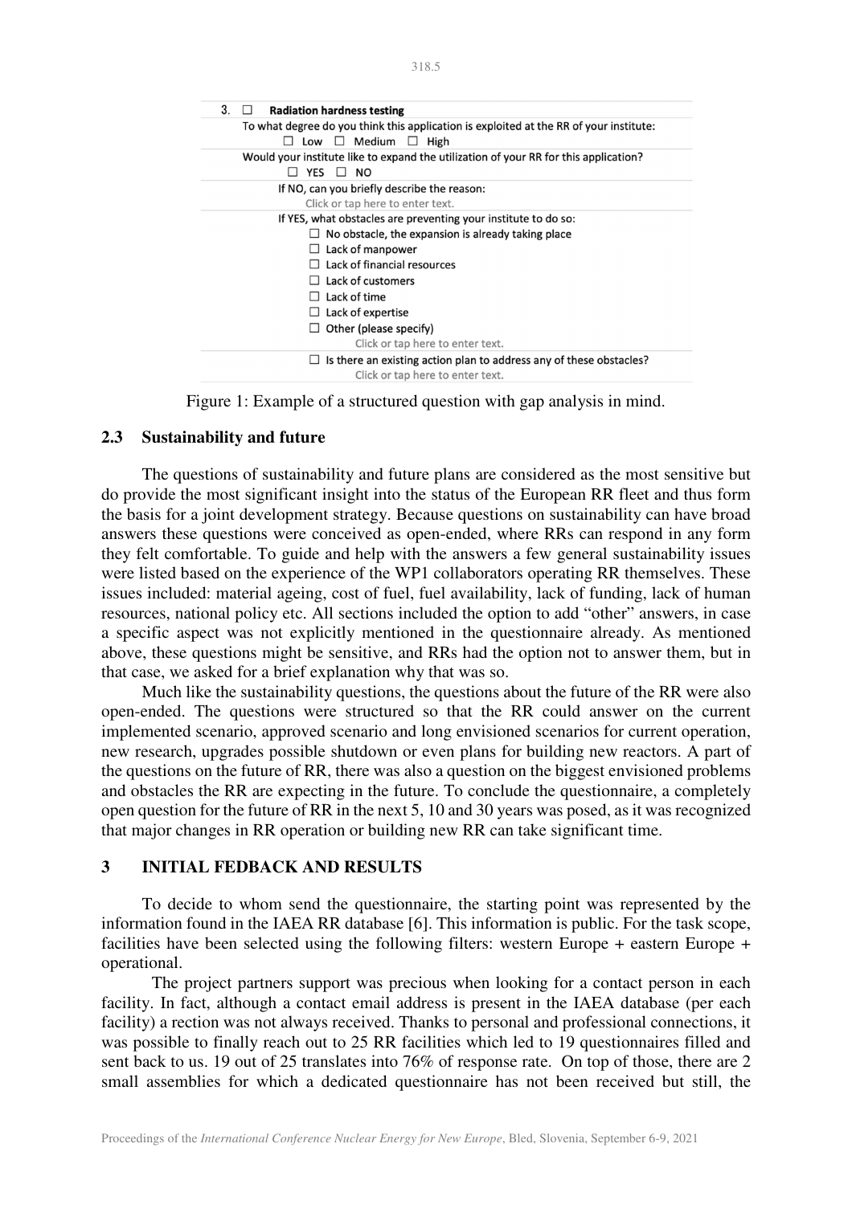3. ☐ **Radiation hardness testing**

To what degree do you think this application is exploited at the RR of your institute:

☐ Low ☐ Medium ☐ High

Would your institute like to expand the utilization of your RR for this application?

☐ YES ☐ NO

If NO, can you briefly describe the reason:

Click or tap here to enter text.

If YES, what obstacles are preventing your institute to do so:

- ☐ No obstacle, the expansion is already taking place
- ☐ Lack of manpower
- ☐ Lack of financial resources
- ☐ Lack of customers
- ☐ Lack of time
- ☐ Lack of expertise
- ☐ Other (please specify)

Click or tap here to enter text.

☐ Is there an existing action plan to address any of these obstacles?

Click or tap here to enter text.

Figure 1: Example of a structured question with gap analysis in mind.

### 2.3 Sustainability and future

The questions of sustainability and future plans are considered as the most sensitive but do provide the most significant insight into the status of the European RR fleet and thus form the basis for a joint development strategy. Because questions on sustainability can have broad answers these questions were conceived as open-ended, where RRs can respond in any form they felt comfortable. To guide and help with the answers a few general sustainability issues were listed based on the experience of the WP1 collaborators operating RR themselves. These issues included: material ageing, cost of fuel, fuel availability, lack of funding, lack of human resources, national policy etc. All sections included the option to add "other" answers, in case a specific aspect was not explicitly mentioned in the questionnaire already. As mentioned above, these questions might be sensitive, and RRs had the option not to answer them, but in that case, we asked for a brief explanation why that was so.

Much like the sustainability questions, the questions about the future of the RR were also open-ended. The questions were structured so that the RR could answer on the current implemented scenario, approved scenario and long envisioned scenarios for current operation, new research, upgrades possible shutdown or even plans for building new reactors. A part of the questions on the future of RR, there was also a question on the biggest envisioned problems and obstacles the RR are expecting in the future. To conclude the questionnaire, a completely open question for the future of RR in the next 5, 10 and 30 years was posed, as it was recognized that major changes in RR operation or building new RR can take significant time.

## 3 INITIAL FEDBACK AND RESULTS

To decide to whom send the questionnaire, the starting point was represented by the information found in the IAEA RR database [6]. This information is public. For the task scope, facilities have been selected using the following filters: western Europe + eastern Europe + operational.

The project partners support was precious when looking for a contact person in each facility. In fact, although a contact email address is present in the IAEA database (per each facility) a rection was not always received. Thanks to personal and professional connections, it was possible to finally reach out to 25 RR facilities which led to 19 questionnaires filled and sent back to us. 19 out of 25 translates into 76% of response rate. On top of those, there are 2 small assemblies for which a dedicated questionnaire has not been received but still, the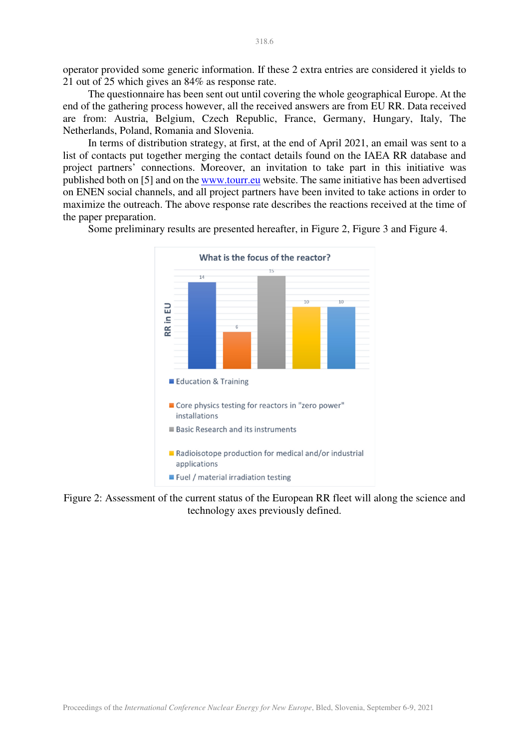operator provided some generic information. If these 2 extra entries are considered it yields to 21 out of 25 which gives an 84% as response rate.

The questionnaire has been sent out until covering the whole geographical Europe. At the end of the gathering process however, all the received answers are from EU RR. Data received are from: Austria, Belgium, Czech Republic, France, Germany, Hungary, Italy, The Netherlands, Poland, Romania and Slovenia.

In terms of distribution strategy, at first, at the end of April 2021, an email was sent to a list of contacts put together merging the contact details found on the IAEA RR database and project partners' connections. Moreover, an invitation to take part in this initiative was published both on [5] and on the www.tourr.eu website. The same initiative has been advertised on ENEN social channels, and all project partners have been invited to take actions in order to maximize the outreach. The above response rate describes the reactions received at the time of the paper preparation.

Some preliminary results are presented hereafter, in Figure 2, Figure 3 and Figure 4.

**What is the focus of the reactor?**

| Focus | RR in EU |
|---|---|
| Education & Training | 14 |
| Core physics testing for reactors in "zero power" installations | 6 |
| Basic Research and its instruments | 15 |
| Radioisotope production for medical and/or industrial applications | 10 |
| Fuel / material irradiation testing | 10 |

Figure 2: Assessment of the current status of the European RR fleet will along the science and technology axes previously defined.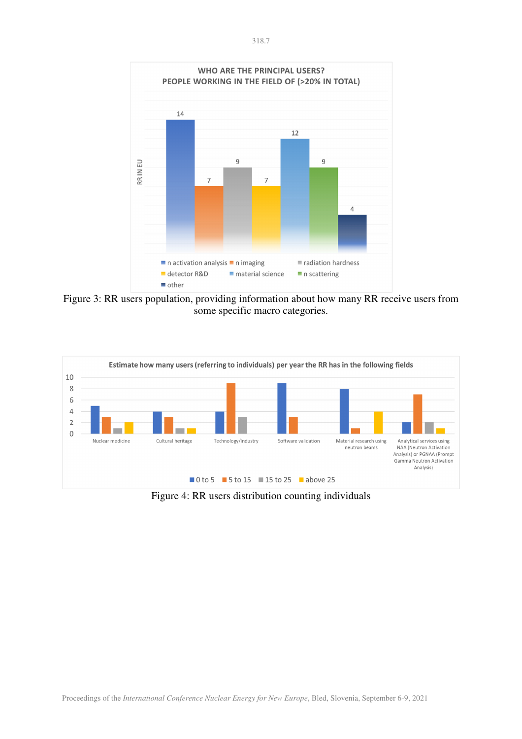Figure 3: RR users population, providing information about how many RR receive users from some specific macro categories.

Figure 4: RR users distribution counting individuals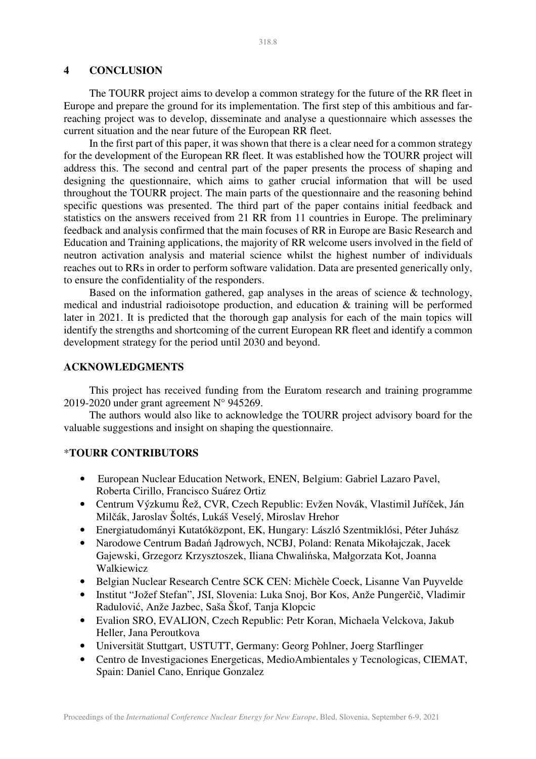## 4 CONCLUSION

The TOURR project aims to develop a common strategy for the future of the RR fleet in Europe and prepare the ground for its implementation. The first step of this ambitious and far-reaching project was to develop, disseminate and analyse a questionnaire which assesses the current situation and the near future of the European RR fleet.

In the first part of this paper, it was shown that there is a clear need for a common strategy for the development of the European RR fleet. It was established how the TOURR project will address this. The second and central part of the paper presents the process of shaping and designing the questionnaire, which aims to gather crucial information that will be used throughout the TOURR project. The main parts of the questionnaire and the reasoning behind specific questions was presented. The third part of the paper contains initial feedback and statistics on the answers received from 21 RR from 11 countries in Europe. The preliminary feedback and analysis confirmed that the main focuses of RR in Europe are Basic Research and Education and Training applications, the majority of RR welcome users involved in the field of neutron activation analysis and material science whilst the highest number of individuals reaches out to RRs in order to perform software validation. Data are presented generically only, to ensure the confidentiality of the responders.

Based on the information gathered, gap analyses in the areas of science & technology, medical and industrial radioisotope production, and education & training will be performed later in 2021. It is predicted that the thorough gap analysis for each of the main topics will identify the strengths and shortcoming of the current European RR fleet and identify a common development strategy for the period until 2030 and beyond.

## ACKNOWLEDGMENTS

This project has received funding from the Euratom research and training programme 2019-2020 under grant agreement N° 945269.

The authors would also like to acknowledge the TOURR project advisory board for the valuable suggestions and insight on shaping the questionnaire.

## *TOURR CONTRIBUTORS

- European Nuclear Education Network, ENEN, Belgium: Gabriel Lazaro Pavel, Roberta Cirillo, Francisco Suárez Ortiz
- Centrum Výzkumu Řež, CVR, Czech Republic: Evžen Novák, Vlastimil Juříček, Ján Milčák, Jaroslav Šoltés, Lukáš Veselý, Miroslav Hrehor
- Energiatudományi Kutatóközpont, EK, Hungary: László Szentmiklósi, Péter Juhász
- Narodowe Centrum Badań Jądrowych, NCBJ, Poland: Renata Mikołajczak, Jacek Gajewski, Grzegorz Krzysztoszek, Iliana Chwalińska, Małgorzata Kot, Joanna Walkiewicz
- Belgian Nuclear Research Centre SCK CEN: Michèle Coeck, Lisanne Van Puyvelde
- Institut "Jožef Stefan", JSI, Slovenia: Luka Snoj, Bor Kos, Anže Pungerčič, Vladimir Radulović, Anže Jazbec, Saša Škof, Tanja Klopcic
- Evalion SRO, EVALION, Czech Republic: Petr Koran, Michaela Velckova, Jakub Heller, Jana Peroutkova
- Universität Stuttgart, USTUTT, Germany: Georg Pohlner, Joerg Starflinger
- Centro de Investigaciones Energeticas, MedioAmbientales y Tecnologicas, CIEMAT, Spain: Daniel Cano, Enrique Gonzalez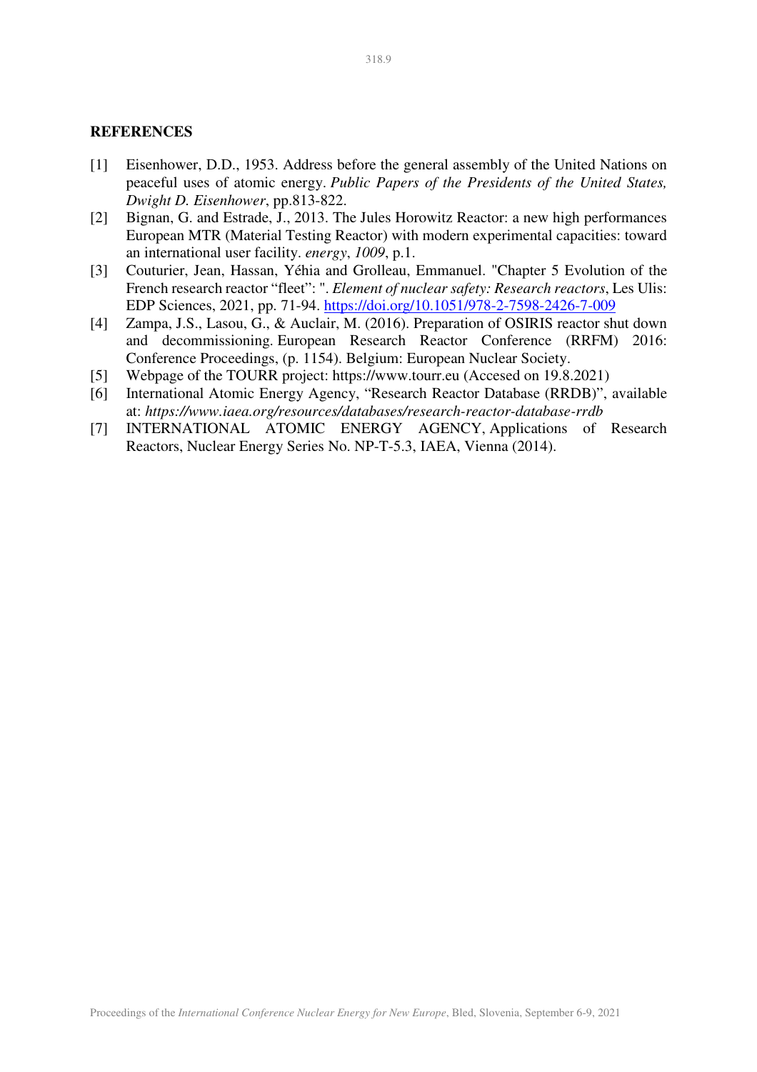## REFERENCES

[1] Eisenhower, D.D., 1953. Address before the general assembly of the United Nations on peaceful uses of atomic energy. *Public Papers of the Presidents of the United States, Dwight D. Eisenhower*, pp.813-822.

[2] Bignan, G. and Estrade, J., 2013. The Jules Horowitz Reactor: a new high performances European MTR (Material Testing Reactor) with modern experimental capacities: toward an international user facility. *energy*, *1009*, p.1.

[3] Couturier, Jean, Hassan, Yéhia and Grolleau, Emmanuel. "Chapter 5 Evolution of the French research reactor "fleet": ". *Element of nuclear safety: Research reactors*, Les Ulis: EDP Sciences, 2021, pp. 71-94. https://doi.org/10.1051/978-2-7598-2426-7-009

[4] Zampa, J.S., Lasou, G., & Auclair, M. (2016). Preparation of OSIRIS reactor shut down and decommissioning. European Research Reactor Conference (RRFM) 2016: Conference Proceedings, (p. 1154). Belgium: European Nuclear Society.

[5] Webpage of the TOURR project: https://www.tourr.eu (Accesed on 19.8.2021)

[6] International Atomic Energy Agency, "Research Reactor Database (RRDB)", available at: *https://www.iaea.org/resources/databases/research-reactor-database-rrdb*

[7] INTERNATIONAL ATOMIC ENERGY AGENCY, Applications of Research Reactors, Nuclear Energy Series No. NP-T-5.3, IAEA, Vienna (2014).